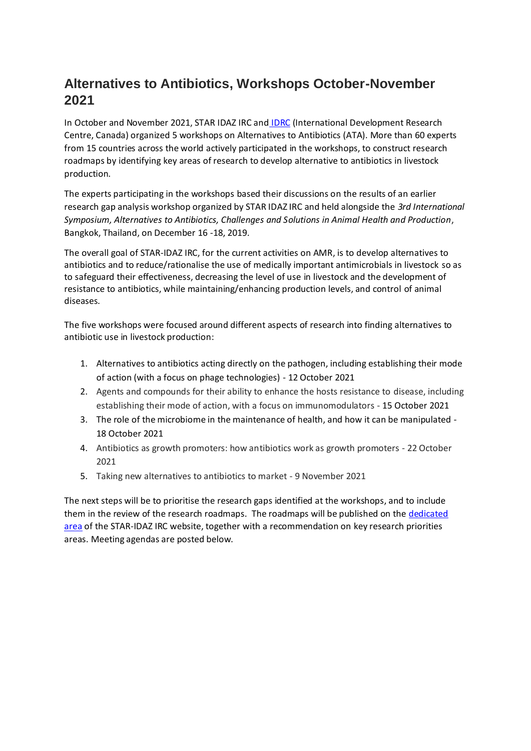# Alternatives to Antibiotics, Workshops October-November 2021

In October and November 2021, STAR IDAZ IRC and IDRC (International Development Research Centre, Canada) organized 5 workshops on Alternatives to Antibiotics (ATA). More than 60 experts from 15 countries across the world actively participated in the workshops, to construct research roadmaps by identifying key areas of research to develop alternative to antibiotics in livestock production.

The experts participating in the workshops based their discussions on the results of an earlier research gap analysis workshop organized by STAR IDAZ IRC and held alongside the *3rd International Symposium, Alternatives to Antibiotics, Challenges and Solutions in Animal Health and Production*, Bangkok, Thailand, on December 16 -18, 2019.

The overall goal of STAR-IDAZ IRC, for the current activities on AMR, is to develop alternatives to antibiotics and to reduce/rationalise the use of medically important antimicrobials in livestock so as to safeguard their effectiveness, decreasing the level of use in livestock and the development of resistance to antibiotics, while maintaining/enhancing production levels, and control of animal diseases.

The five workshops were focused around different aspects of research into finding alternatives to antibiotic use in livestock production:

1. Alternatives to antibiotics acting directly on the pathogen, including establishing their mode of action (with a focus on phage technologies) - 12 October 2021
2. Agents and compounds for their ability to enhance the hosts resistance to disease, including establishing their mode of action, with a focus on immunomodulators - 15 October 2021
3. The role of the microbiome in the maintenance of health, and how it can be manipulated - 18 October 2021
4. Antibiotics as growth promoters: how antibiotics work as growth promoters - 22 October 2021
5. Taking new alternatives to antibiotics to market - 9 November 2021

The next steps will be to prioritise the research gaps identified at the workshops, and to include them in the review of the research roadmaps. The roadmaps will be published on the dedicated area of the STAR-IDAZ IRC website, together with a recommendation on key research priorities areas. Meeting agendas are posted below.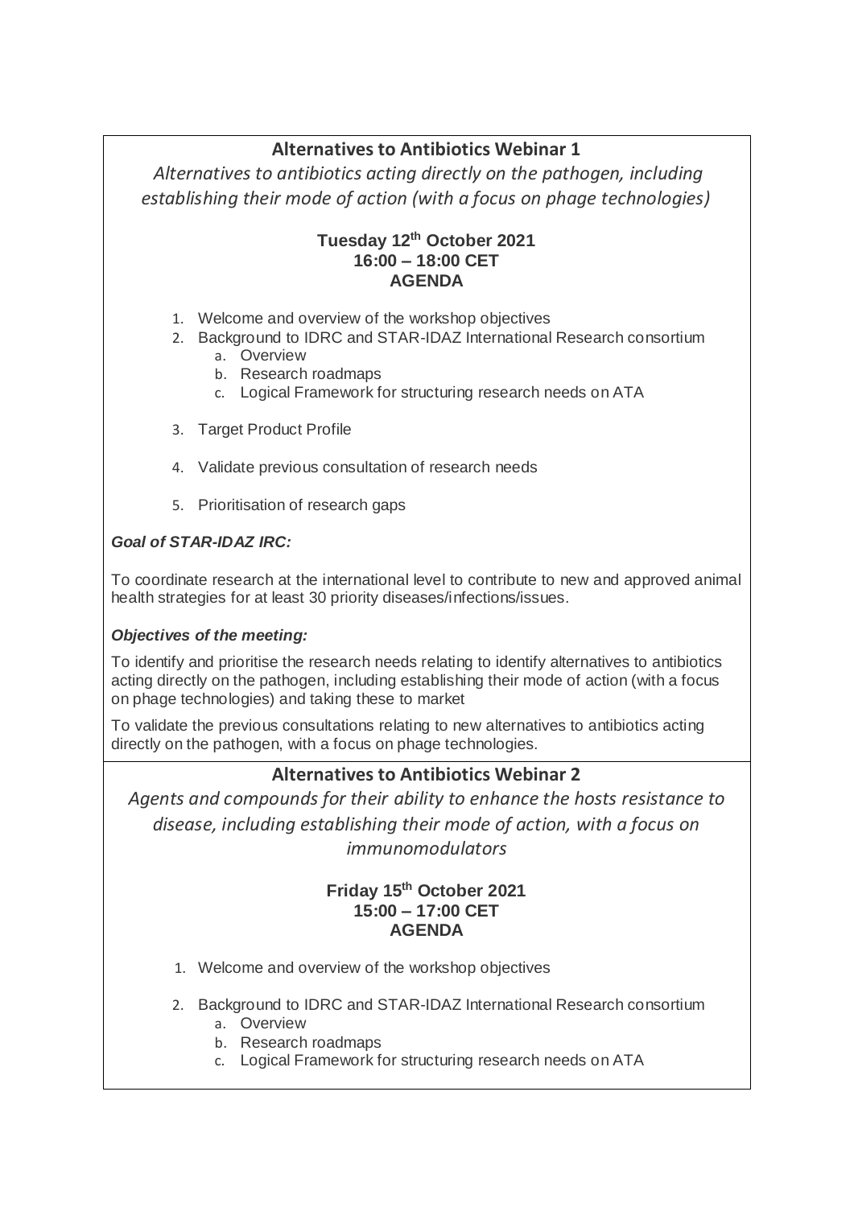## Alternatives to Antibiotics Webinar 1

*Alternatives to antibiotics acting directly on the pathogen, including establishing their mode of action (with a focus on phage technologies)*

**Tuesday 12th October 2021**
**16:00 – 18:00 CET**
**AGENDA**

1. Welcome and overview of the workshop objectives
2. Background to IDRC and STAR-IDAZ International Research consortium
   a. Overview
   b. Research roadmaps
   c. Logical Framework for structuring research needs on ATA
3. Target Product Profile
4. Validate previous consultation of research needs
5. Prioritisation of research gaps

***Goal of STAR-IDAZ IRC:***

To coordinate research at the international level to contribute to new and approved animal health strategies for at least 30 priority diseases/infections/issues.

***Objectives of the meeting:***

To identify and prioritise the research needs relating to identify alternatives to antibiotics acting directly on the pathogen, including establishing their mode of action (with a focus on phage technologies) and taking these to market

To validate the previous consultations relating to new alternatives to antibiotics acting directly on the pathogen, with a focus on phage technologies.

## Alternatives to Antibiotics Webinar 2

*Agents and compounds for their ability to enhance the hosts resistance to disease, including establishing their mode of action, with a focus on immunomodulators*

**Friday 15th October 2021**
**15:00 – 17:00 CET**
**AGENDA**

1. Welcome and overview of the workshop objectives
2. Background to IDRC and STAR-IDAZ International Research consortium
   a. Overview
   b. Research roadmaps
   c. Logical Framework for structuring research needs on ATA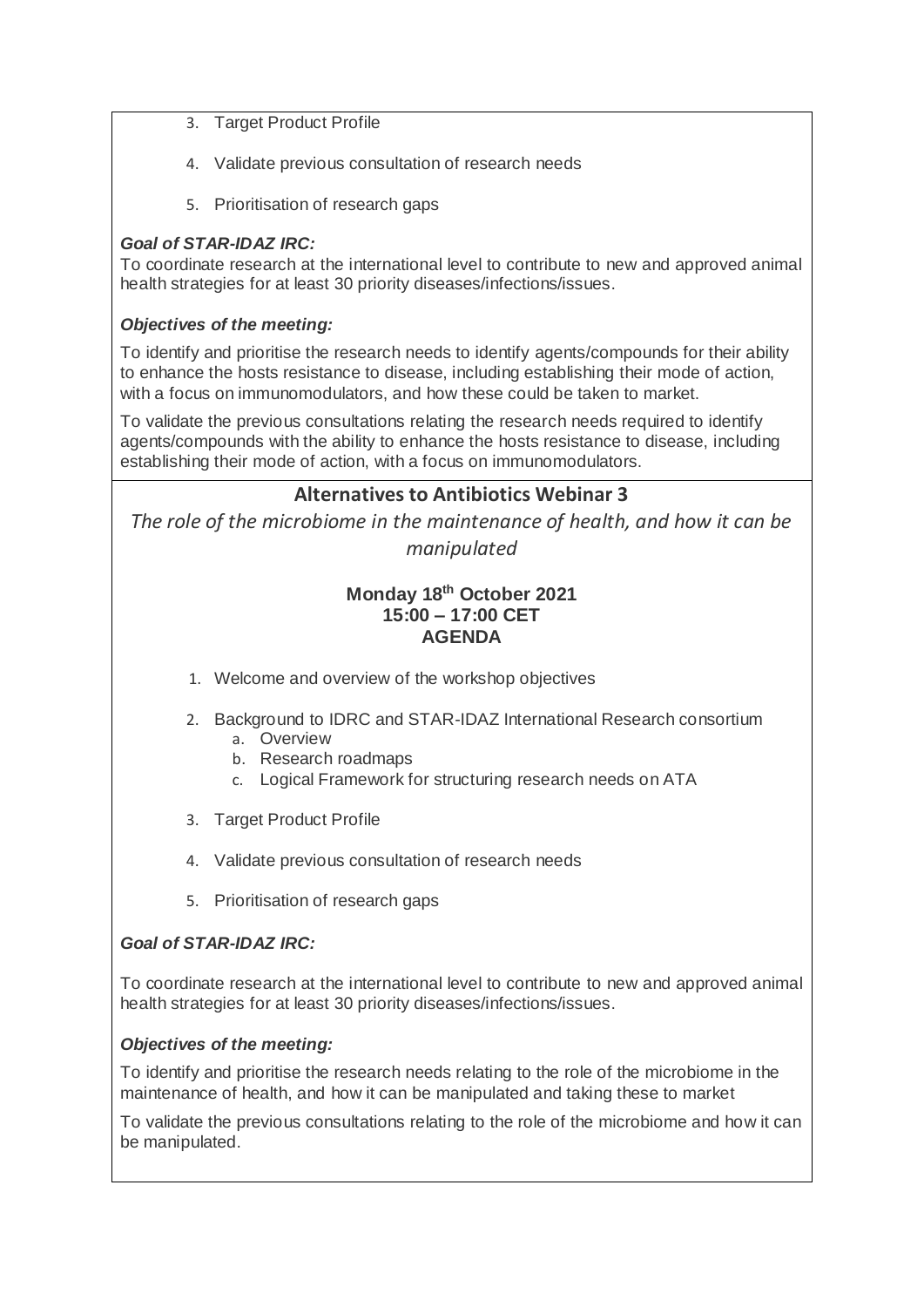3. Target Product Profile

4. Validate previous consultation of research needs

5. Prioritisation of research gaps

***Goal of STAR-IDAZ IRC:***

To coordinate research at the international level to contribute to new and approved animal health strategies for at least 30 priority diseases/infections/issues.

***Objectives of the meeting:***

To identify and prioritise the research needs to identify agents/compounds for their ability to enhance the hosts resistance to disease, including establishing their mode of action, with a focus on immunomodulators, and how these could be taken to market.

To validate the previous consultations relating the research needs required to identify agents/compounds with the ability to enhance the hosts resistance to disease, including establishing their mode of action, with a focus on immunomodulators.

## Alternatives to Antibiotics Webinar 3

*The role of the microbiome in the maintenance of health, and how it can be manipulated*

**Monday 18th October 2021**
**15:00 – 17:00 CET**
**AGENDA**

1. Welcome and overview of the workshop objectives

2. Background to IDRC and STAR-IDAZ International Research consortium
   a. Overview
   b. Research roadmaps
   c. Logical Framework for structuring research needs on ATA

3. Target Product Profile

4. Validate previous consultation of research needs

5. Prioritisation of research gaps

***Goal of STAR-IDAZ IRC:***

To coordinate research at the international level to contribute to new and approved animal health strategies for at least 30 priority diseases/infections/issues.

***Objectives of the meeting:***

To identify and prioritise the research needs relating to the role of the microbiome in the maintenance of health, and how it can be manipulated and taking these to market

To validate the previous consultations relating to the role of the microbiome and how it can be manipulated.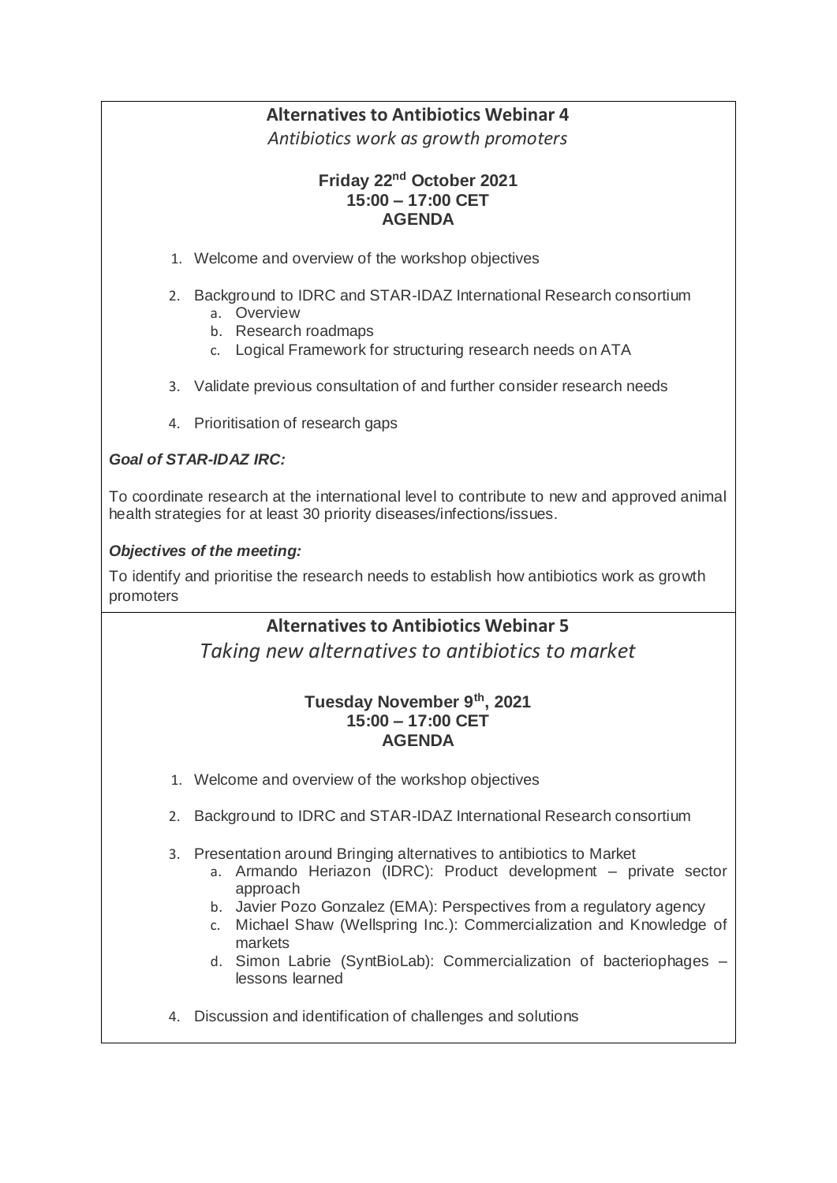## Alternatives to Antibiotics Webinar 4

*Antibiotics work as growth promoters*

**Friday 22nd October 2021**
**15:00 – 17:00 CET**
**AGENDA**

1. Welcome and overview of the workshop objectives
2. Background to IDRC and STAR-IDAZ International Research consortium
   a. Overview
   b. Research roadmaps
   c. Logical Framework for structuring research needs on ATA
3. Validate previous consultation of and further consider research needs
4. Prioritisation of research gaps

***Goal of STAR-IDAZ IRC:***

To coordinate research at the international level to contribute to new and approved animal health strategies for at least 30 priority diseases/infections/issues.

***Objectives of the meeting:***

To identify and prioritise the research needs to establish how antibiotics work as growth promoters

## Alternatives to Antibiotics Webinar 5

*Taking new alternatives to antibiotics to market*

**Tuesday November 9th, 2021**
**15:00 – 17:00 CET**
**AGENDA**

1. Welcome and overview of the workshop objectives
2. Background to IDRC and STAR-IDAZ International Research consortium
3. Presentation around Bringing alternatives to antibiotics to Market
   a. Armando Heriazon (IDRC): Product development – private sector approach
   b. Javier Pozo Gonzalez (EMA): Perspectives from a regulatory agency
   c. Michael Shaw (Wellspring Inc.): Commercialization and Knowledge of markets
   d. Simon Labrie (SyntBioLab): Commercialization of bacteriophages – lessons learned
4. Discussion and identification of challenges and solutions